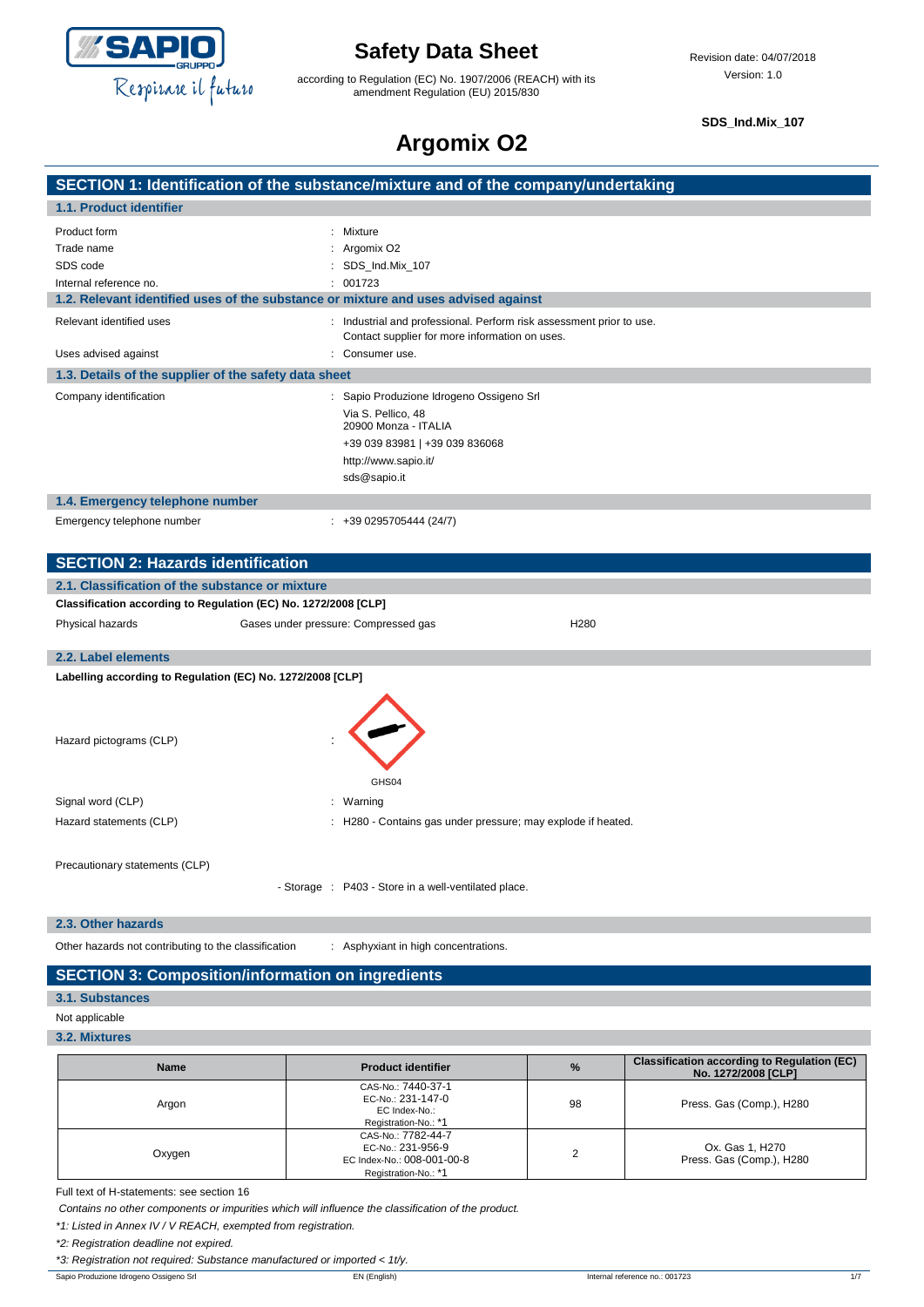# Safety Data Sheet

according to Regulation (EC) No. 1907/2006 (REACH) with its amendment Regulation (EU) 2015/830

Revision date: 04/07/2018
Version: 1.0

**SDS_Ind.Mix_107**

# Argomix O2

## SECTION 1: Identification of the substance/mixture and of the company/undertaking

### 1.1. Product identifier

| | |
|---|---|
| Product form | : Mixture |
| Trade name | : Argomix O2 |
| SDS code | : SDS_Ind.Mix_107 |
| Internal reference no. | : 001723 |

### 1.2. Relevant identified uses of the substance or mixture and uses advised against

| | |
|---|---|
| Relevant identified uses | : Industrial and professional. Perform risk assessment prior to use. Contact supplier for more information on uses. |
| Uses advised against | : Consumer use. |

### 1.3. Details of the supplier of the safety data sheet

Company identification : Sapio Produzione Idrogeno Ossigeno Srl
Via S. Pellico, 48
20900 Monza - ITALIA
+39 039 83981 | +39 039 836068
http://www.sapio.it/
sds@sapio.it

### 1.4. Emergency telephone number

Emergency telephone number : +39 0295705444 (24/7)

## SECTION 2: Hazards identification

### 2.1. Classification of the substance or mixture

**Classification according to Regulation (EC) No. 1272/2008 [CLP]**

| | | |
|---|---|---|
| Physical hazards | Gases under pressure: Compressed gas | H280 |

### 2.2. Label elements

**Labelling according to Regulation (EC) No. 1272/2008 [CLP]**

Hazard pictograms (CLP) :

GHS04

| | |
|---|---|
| Signal word (CLP) | : Warning |
| Hazard statements (CLP) | : H280 - Contains gas under pressure; may explode if heated. |

Precautionary statements (CLP)

- Storage : P403 - Store in a well-ventilated place.

### 2.3. Other hazards

Other hazards not contributing to the classification : Asphyxiant in high concentrations.

## SECTION 3: Composition/information on ingredients

### 3.1. Substances

Not applicable

### 3.2. Mixtures

| Name | Product identifier | % | Classification according to Regulation (EC) No. 1272/2008 [CLP] |
|---|---|---|---|
| Argon | CAS-No.: 7440-37-1<br>EC-No.: 231-147-0<br>EC Index-No.:<br>Registration-No.: *1 | 98 | Press. Gas (Comp.), H280 |
| Oxygen | CAS-No.: 7782-44-7<br>EC-No.: 231-956-9<br>EC Index-No.: 008-001-00-8<br>Registration-No.: *1 | 2 | Ox. Gas 1, H270<br>Press. Gas (Comp.), H280 |

Full text of H-statements: see section 16

*Contains no other components or impurities which will influence the classification of the product.*

*\*1: Listed in Annex IV / V REACH, exempted from registration.*

*\*2: Registration deadline not expired.*

*\*3: Registration not required: Substance manufactured or imported < 1t/y.*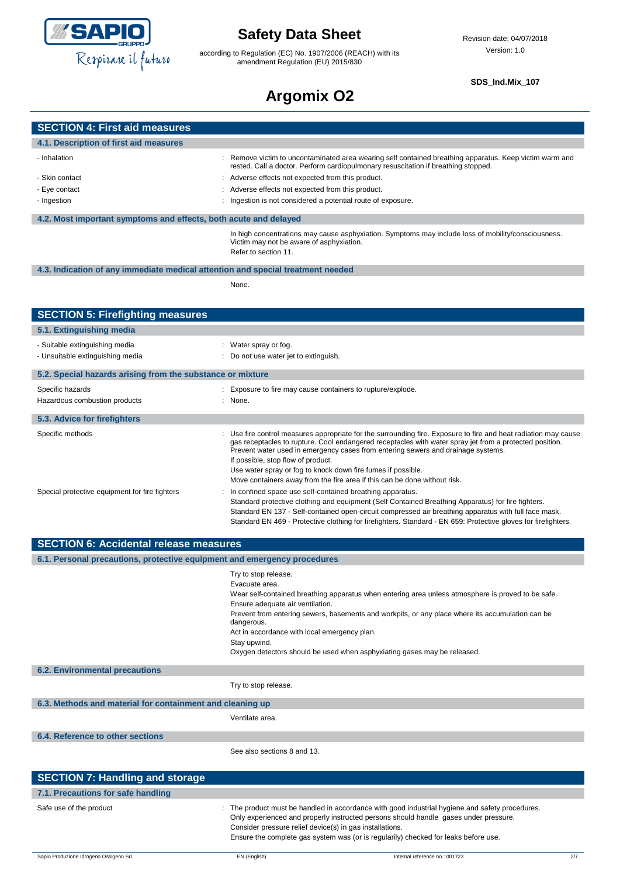# Argomix O2

## SECTION 4: First aid measures

### 4.1. Description of first aid measures

- Inhalation : Remove victim to uncontaminated area wearing self contained breathing apparatus. Keep victim warm and rested. Call a doctor. Perform cardiopulmonary resuscitation if breathing stopped.
- Skin contact : Adverse effects not expected from this product.
- Eye contact : Adverse effects not expected from this product.
- Ingestion : Ingestion is not considered a potential route of exposure.

### 4.2. Most important symptoms and effects, both acute and delayed

In high concentrations may cause asphyxiation. Symptoms may include loss of mobility/consciousness. Victim may not be aware of asphyxiation.

Refer to section 11.

### 4.3. Indication of any immediate medical attention and special treatment needed

None.

## SECTION 5: Firefighting measures

### 5.1. Extinguishing media

- Suitable extinguishing media : Water spray or fog.
- Unsuitable extinguishing media : Do not use water jet to extinguish.

### 5.2. Special hazards arising from the substance or mixture

Specific hazards : Exposure to fire may cause containers to rupture/explode.

Hazardous combustion products : None.

### 5.3. Advice for firefighters

Specific methods : Use fire control measures appropriate for the surrounding fire. Exposure to fire and heat radiation may cause gas receptacles to rupture. Cool endangered receptacles with water spray jet from a protected position. Prevent water used in emergency cases from entering sewers and drainage systems.

If possible, stop flow of product.

Use water spray or fog to knock down fire fumes if possible.

Move containers away from the fire area if this can be done without risk.

Special protective equipment for fire fighters : In confined space use self-contained breathing apparatus.

Standard protective clothing and equipment (Self Contained Breathing Apparatus) for fire fighters.

Standard EN 137 - Self-contained open-circuit compressed air breathing apparatus with full face mask.

Standard EN 469 - Protective clothing for firefighters. Standard - EN 659: Protective gloves for firefighters.

## SECTION 6: Accidental release measures

### 6.1. Personal precautions, protective equipment and emergency procedures

Try to stop release.

Evacuate area.

Wear self-contained breathing apparatus when entering area unless atmosphere is proved to be safe.

Ensure adequate air ventilation.

Prevent from entering sewers, basements and workpits, or any place where its accumulation can be dangerous.

Act in accordance with local emergency plan.

Stay upwind.

Oxygen detectors should be used when asphyxiating gases may be released.

### 6.2. Environmental precautions

Try to stop release.

### 6.3. Methods and material for containment and cleaning up

Ventilate area.

### 6.4. Reference to other sections

See also sections 8 and 13.

## SECTION 7: Handling and storage

### 7.1. Precautions for safe handling

Safe use of the product : The product must be handled in accordance with good industrial hygiene and safety procedures.

Only experienced and properly instructed persons should handle gases under pressure.

Consider pressure relief device(s) in gas installations.

Ensure the complete gas system was (or is regularily) checked for leaks before use.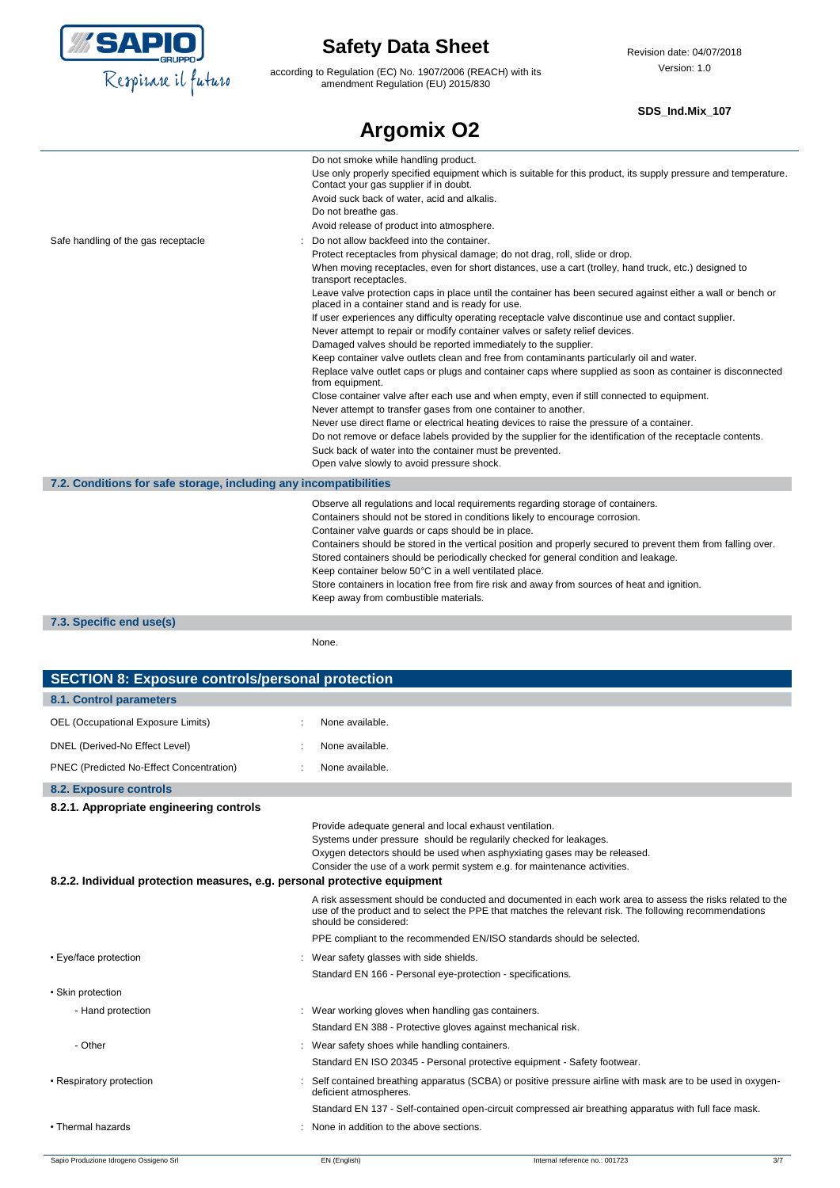Do not smoke while handling product.
Use only properly specified equipment which is suitable for this product, its supply pressure and temperature. Contact your gas supplier if in doubt.
Avoid suck back of water, acid and alkalis.
Do not breathe gas.
Avoid release of product into atmosphere.

Safe handling of the gas receptacle : Do not allow backfeed into the container.
Protect receptacles from physical damage; do not drag, roll, slide or drop.
When moving receptacles, even for short distances, use a cart (trolley, hand truck, etc.) designed to transport receptacles.
Leave valve protection caps in place until the container has been secured against either a wall or bench or placed in a container stand and is ready for use.
If user experiences any difficulty operating receptacle valve discontinue use and contact supplier.
Never attempt to repair or modify container valves or safety relief devices.
Damaged valves should be reported immediately to the supplier.
Keep container valve outlets clean and free from contaminants particularly oil and water.
Replace valve outlet caps or plugs and container caps where supplied as soon as container is disconnected from equipment.
Close container valve after each use and when empty, even if still connected to equipment.
Never attempt to transfer gases from one container to another.
Never use direct flame or electrical heating devices to raise the pressure of a container.
Do not remove or deface labels provided by the supplier for the identification of the receptacle contents.
Suck back of water into the container must be prevented.
Open valve slowly to avoid pressure shock.

### 7.2. Conditions for safe storage, including any incompatibilities

Observe all regulations and local requirements regarding storage of containers.
Containers should not be stored in conditions likely to encourage corrosion.
Container valve guards or caps should be in place.
Containers should be stored in the vertical position and properly secured to prevent them from falling over.
Stored containers should be periodically checked for general condition and leakage.
Keep container below 50°C in a well ventilated place.
Store containers in location free from fire risk and away from sources of heat and ignition.
Keep away from combustible materials.

### 7.3. Specific end use(s)

None.

## SECTION 8: Exposure controls/personal protection

### 8.1. Control parameters

OEL (Occupational Exposure Limits) : None available.

DNEL (Derived-No Effect Level) : None available.

PNEC (Predicted No-Effect Concentration) : None available.

### 8.2. Exposure controls

#### 8.2.1. Appropriate engineering controls

Provide adequate general and local exhaust ventilation.
Systems under pressure should be regularly checked for leakages.
Oxygen detectors should be used when asphyxiating gases may be released.
Consider the use of a work permit system e.g. for maintenance activities.

#### 8.2.2. Individual protection measures, e.g. personal protective equipment

A risk assessment should be conducted and documented in each work area to assess the risks related to the use of the product and to select the PPE that matches the relevant risk. The following recommendations should be considered:

PPE compliant to the recommended EN/ISO standards should be selected.

- Eye/face protection : Wear safety glasses with side shields.
Standard EN 166 - Personal eye-protection - specifications.
- Skin protection
  - Hand protection : Wear working gloves when handling gas containers.
  Standard EN 388 - Protective gloves against mechanical risk.
  - Other : Wear safety shoes while handling containers.
  Standard EN ISO 20345 - Personal protective equipment - Safety footwear.
- Respiratory protection : Self contained breathing apparatus (SCBA) or positive pressure airline with mask are to be used in oxygen-deficient atmospheres.
Standard EN 137 - Self-contained open-circuit compressed air breathing apparatus with full face mask.
- Thermal hazards : None in addition to the above sections.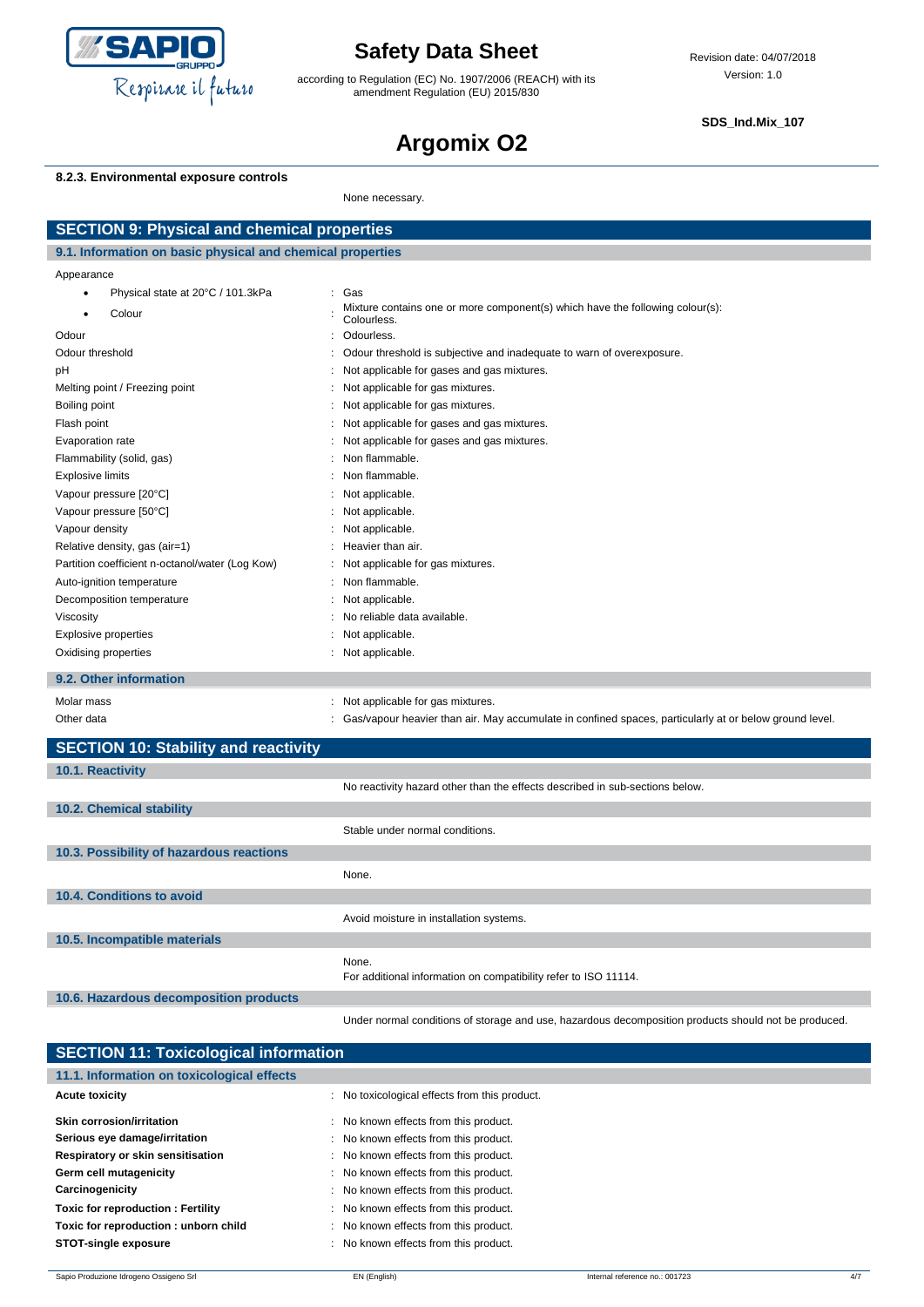#### 8.2.3. Environmental exposure controls

None necessary.

## SECTION 9: Physical and chemical properties

### 9.1. Information on basic physical and chemical properties

Appearance

- Physical state at 20°C / 101.3kPa : Gas
- Colour : Mixture contains one or more component(s) which have the following colour(s): Colourless.

| | |
|---|---|
| Odour | : Odourless. |
| Odour threshold | : Odour threshold is subjective and inadequate to warn of overexposure. |
| pH | : Not applicable for gases and gas mixtures. |
| Melting point / Freezing point | : Not applicable for gas mixtures. |
| Boiling point | : Not applicable for gas mixtures. |
| Flash point | : Not applicable for gases and gas mixtures. |
| Evaporation rate | : Not applicable for gases and gas mixtures. |
| Flammability (solid, gas) | : Non flammable. |
| Explosive limits | : Non flammable. |
| Vapour pressure [20°C] | : Not applicable. |
| Vapour pressure [50°C] | : Not applicable. |
| Vapour density | : Not applicable. |
| Relative density, gas (air=1) | : Heavier than air. |
| Partition coefficient n-octanol/water (Log Kow) | : Not applicable for gas mixtures. |
| Auto-ignition temperature | : Non flammable. |
| Decomposition temperature | : Not applicable. |
| Viscosity | : No reliable data available. |
| Explosive properties | : Not applicable. |
| Oxidising properties | : Not applicable. |

### 9.2. Other information

| | |
|---|---|
| Molar mass | : Not applicable for gas mixtures. |
| Other data | : Gas/vapour heavier than air. May accumulate in confined spaces, particularly at or below ground level. |

## SECTION 10: Stability and reactivity

### 10.1. Reactivity

No reactivity hazard other than the effects described in sub-sections below.

### 10.2. Chemical stability

Stable under normal conditions.

### 10.3. Possibility of hazardous reactions

None.

### 10.4. Conditions to avoid

Avoid moisture in installation systems.

### 10.5. Incompatible materials

None.
For additional information on compatibility refer to ISO 11114.

### 10.6. Hazardous decomposition products

Under normal conditions of storage and use, hazardous decomposition products should not be produced.

## SECTION 11: Toxicological information

### 11.1. Information on toxicological effects

| | |
|---|---|
| **Acute toxicity** | : No toxicological effects from this product. |
| **Skin corrosion/irritation** | : No known effects from this product. |
| **Serious eye damage/irritation** | : No known effects from this product. |
| **Respiratory or skin sensitisation** | : No known effects from this product. |
| **Germ cell mutagenicity** | : No known effects from this product. |
| **Carcinogenicity** | : No known effects from this product. |
| **Toxic for reproduction : Fertility** | : No known effects from this product. |
| **Toxic for reproduction : unborn child** | : No known effects from this product. |
| **STOT-single exposure** | : No known effects from this product. |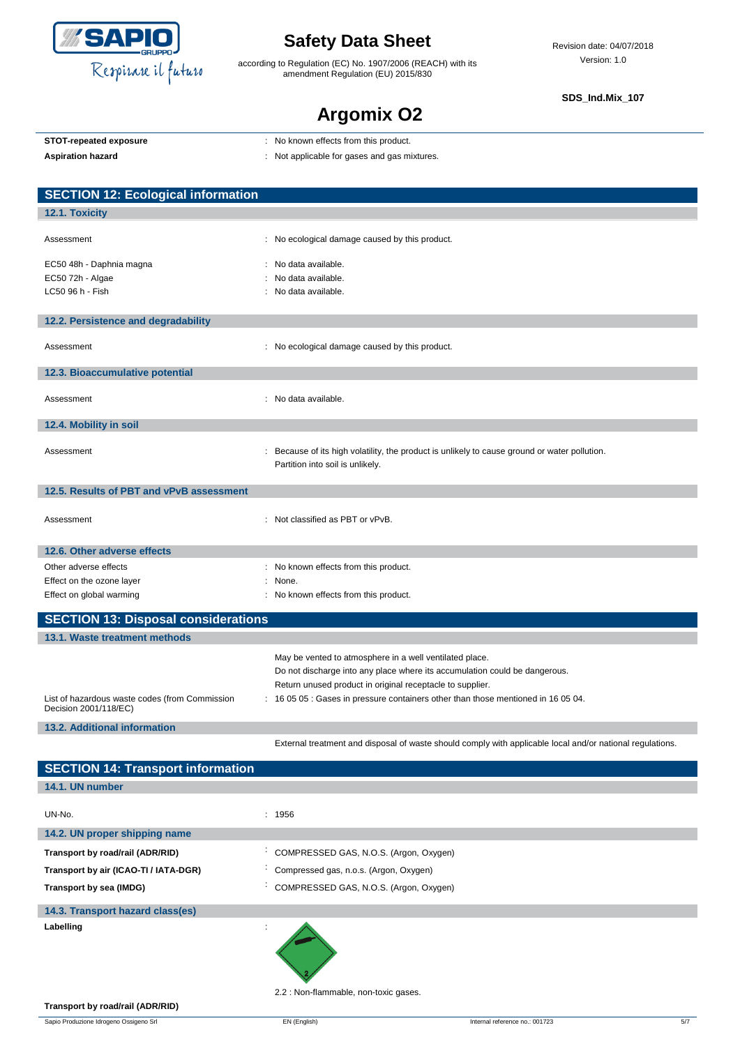| | |
|---|---|
| **STOT-repeated exposure** | : No known effects from this product. |
| **Aspiration hazard** | : Not applicable for gases and gas mixtures. |

## SECTION 12: Ecological information

### 12.1. Toxicity

| | |
|---|---|
| Assessment | : No ecological damage caused by this product. |
| EC50 48h - Daphnia magna | : No data available. |
| EC50 72h - Algae | : No data available. |
| LC50 96 h - Fish | : No data available. |

### 12.2. Persistence and degradability

| | |
|---|---|
| Assessment | : No ecological damage caused by this product. |

### 12.3. Bioaccumulative potential

| | |
|---|---|
| Assessment | : No data available. |

### 12.4. Mobility in soil

| | |
|---|---|
| Assessment | : Because of its high volatility, the product is unlikely to cause ground or water pollution. Partition into soil is unlikely. |

### 12.5. Results of PBT and vPvB assessment

| | |
|---|---|
| Assessment | : Not classified as PBT or vPvB. |

### 12.6. Other adverse effects

| | |
|---|---|
| Other adverse effects | : No known effects from this product. |
| Effect on the ozone layer | : None. |
| Effect on global warming | : No known effects from this product. |

## SECTION 13: Disposal considerations

### 13.1. Waste treatment methods

May be vented to atmosphere in a well ventilated place.
Do not discharge into any place where its accumulation could be dangerous.
Return unused product in original receptacle to supplier.

| | |
|---|---|
| List of hazardous waste codes (from Commission Decision 2001/118/EC) | : 16 05 05 : Gases in pressure containers other than those mentioned in 16 05 04. |

### 13.2. Additional information

External treatment and disposal of waste should comply with applicable local and/or national regulations.

## SECTION 14: Transport information

### 14.1. UN number

| | |
|---|---|
| UN-No. | : 1956 |

### 14.2. UN proper shipping name

| | |
|---|---|
| **Transport by road/rail (ADR/RID)** | : COMPRESSED GAS, N.O.S. (Argon, Oxygen) |
| **Transport by air (ICAO-TI / IATA-DGR)** | : Compressed gas, n.o.s. (Argon, Oxygen) |
| **Transport by sea (IMDG)** | : COMPRESSED GAS, N.O.S. (Argon, Oxygen) |

### 14.3. Transport hazard class(es)

**Labelling** :

2.2 : Non-flammable, non-toxic gases.

**Transport by road/rail (ADR/RID)**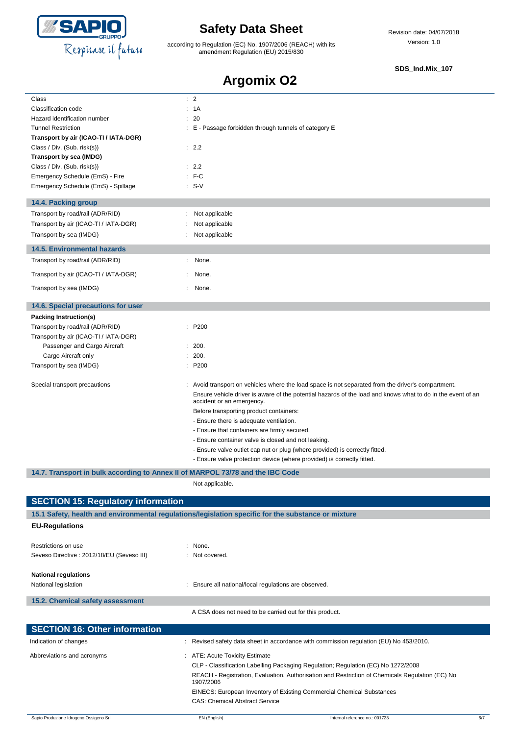# Argomix O2

| | |
|---|---|
| Class | : 2 |
| Classification code | : 1A |
| Hazard identification number | : 20 |
| Tunnel Restriction | : E - Passage forbidden through tunnels of category E |
| **Transport by air (ICAO-TI / IATA-DGR)** | |
| Class / Div. (Sub. risk(s)) | : 2.2 |
| **Transport by sea (IMDG)** | |
| Class / Div. (Sub. risk(s)) | : 2.2 |
| Emergency Schedule (EmS) - Fire | : F-C |
| Emergency Schedule (EmS) - Spillage | : S-V |

### 14.4. Packing group

| | |
|---|---|
| Transport by road/rail (ADR/RID) | : Not applicable |
| Transport by air (ICAO-TI / IATA-DGR) | : Not applicable |
| Transport by sea (IMDG) | : Not applicable |

### 14.5. Environmental hazards

| | |
|---|---|
| Transport by road/rail (ADR/RID) | : None. |
| Transport by air (ICAO-TI / IATA-DGR) | : None. |
| Transport by sea (IMDG) | : None. |

### 14.6. Special precautions for user

| | |
|---|---|
| **Packing Instruction(s)** | |
| Transport by road/rail (ADR/RID) | : P200 |
| Transport by air (ICAO-TI / IATA-DGR) | |
| Passenger and Cargo Aircraft | : 200. |
| Cargo Aircraft only | : 200. |
| Transport by sea (IMDG) | : P200 |

Special transport precautions : Avoid transport on vehicles where the load space is not separated from the driver's compartment.

Ensure vehicle driver is aware of the potential hazards of the load and knows what to do in the event of an accident or an emergency.

Before transporting product containers:

- Ensure there is adequate ventilation.
- Ensure that containers are firmly secured.
- Ensure container valve is closed and not leaking.
- Ensure valve outlet cap nut or plug (where provided) is correctly fitted.
- Ensure valve protection device (where provided) is correctly fitted.

### 14.7. Transport in bulk according to Annex II of MARPOL 73/78 and the IBC Code

Not applicable.

## SECTION 15: Regulatory information

### 15.1 Safety, health and environmental regulations/legislation specific for the substance or mixture

**EU-Regulations**

| | |
|---|---|
| Restrictions on use | : None. |
| Seveso Directive : 2012/18/EU (Seveso III) | : Not covered. |

**National regulations**

| | |
|---|---|
| National legislation | : Ensure all national/local regulations are observed. |

### 15.2. Chemical safety assessment

A CSA does not need to be carried out for this product.

## SECTION 16: Other information

Indication of changes : Revised safety data sheet in accordance with commission regulation (EU) No 453/2010.

Abbreviations and acronyms : ATE: Acute Toxicity Estimate

CLP - Classification Labelling Packaging Regulation; Regulation (EC) No 1272/2008

REACH - Registration, Evaluation, Authorisation and Restriction of Chemicals Regulation (EC) No 1907/2006

EINECS: European Inventory of Existing Commercial Chemical Substances

CAS: Chemical Abstract Service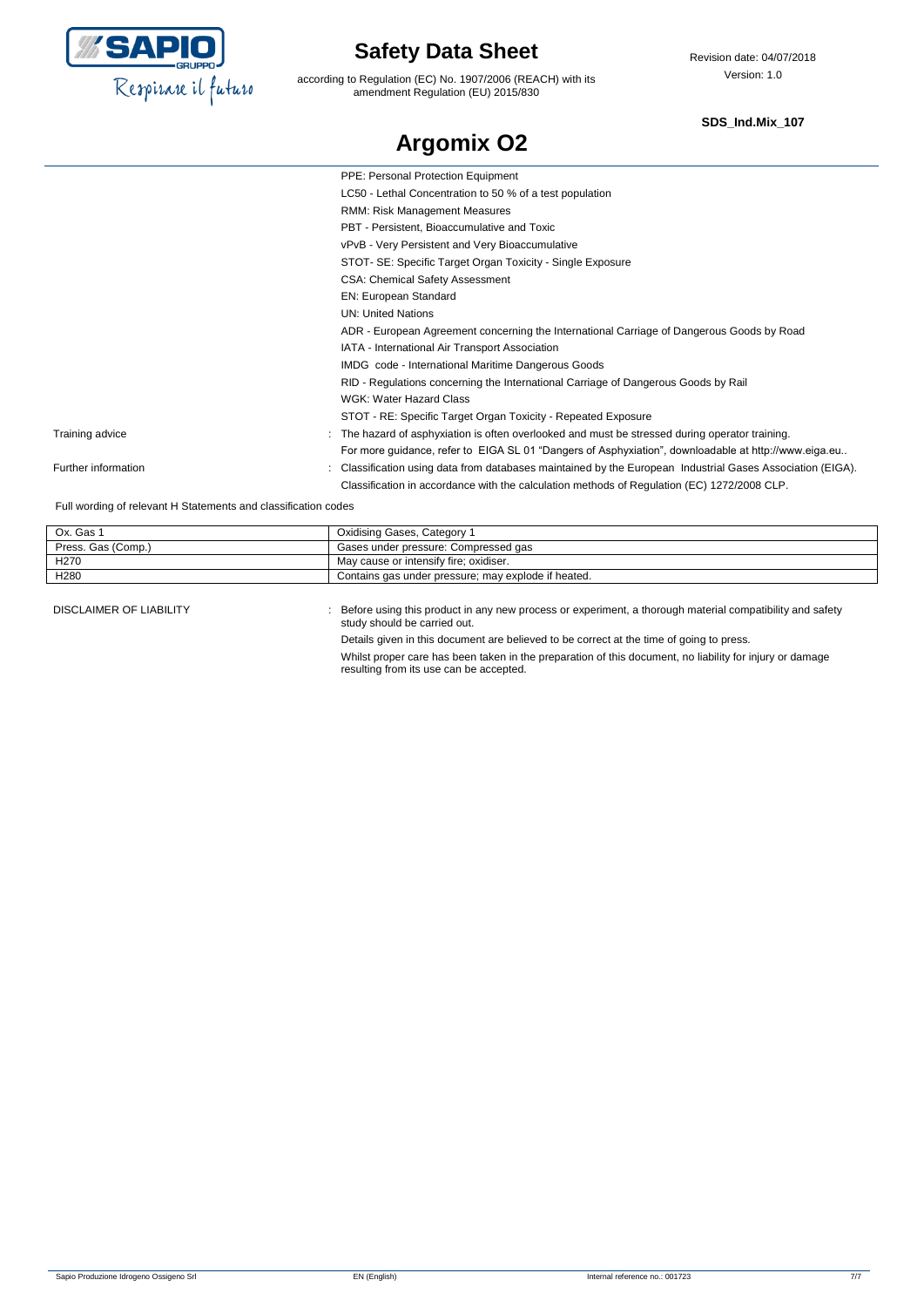PPE: Personal Protection Equipment
LC50 - Lethal Concentration to 50 % of a test population
RMM: Risk Management Measures
PBT - Persistent, Bioaccumulative and Toxic
vPvB - Very Persistent and Very Bioaccumulative
STOT- SE: Specific Target Organ Toxicity - Single Exposure
CSA: Chemical Safety Assessment
EN: European Standard
UN: United Nations
ADR - European Agreement concerning the International Carriage of Dangerous Goods by Road
IATA - International Air Transport Association
IMDG code - International Maritime Dangerous Goods
RID - Regulations concerning the International Carriage of Dangerous Goods by Rail
WGK: Water Hazard Class
STOT - RE: Specific Target Organ Toxicity - Repeated Exposure

Training advice : The hazard of asphyxiation is often overlooked and must be stressed during operator training.
For more guidance, refer to EIGA SL 01 "Dangers of Asphyxiation", downloadable at http://www.eiga.eu..

Further information : Classification using data from databases maintained by the European Industrial Gases Association (EIGA).
Classification in accordance with the calculation methods of Regulation (EC) 1272/2008 CLP.

Full wording of relevant H Statements and classification codes

| | |
|---|---|
| Ox. Gas 1 | Oxidising Gases, Category 1 |
| Press. Gas (Comp.) | Gases under pressure: Compressed gas |
| H270 | May cause or intensify fire; oxidiser. |
| H280 | Contains gas under pressure; may explode if heated. |

DISCLAIMER OF LIABILITY : Before using this product in any new process or experiment, a thorough material compatibility and safety study should be carried out.

Details given in this document are believed to be correct at the time of going to press.

Whilst proper care has been taken in the preparation of this document, no liability for injury or damage resulting from its use can be accepted.